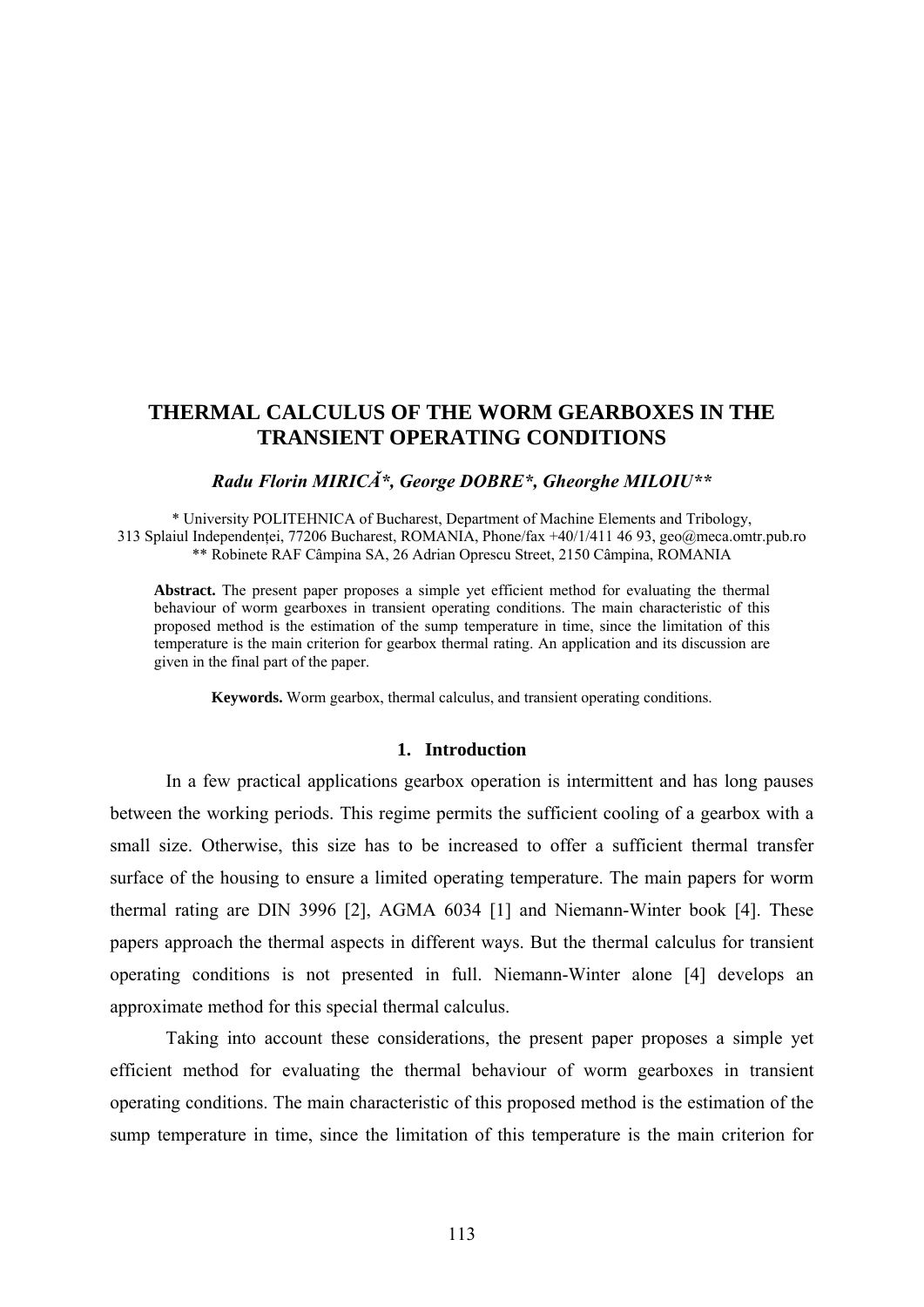# THERMAL CALCULUS OF THE WORM GEARBOXES IN THE TRANSIENT OPERATING CONDITIONS

***Radu Florin MIRICĂ\*, George DOBRE\*, Gheorghe MILOIU\*\****

\* University POLITEHNICA of Bucharest, Department of Machine Elements and Tribology, 313 Splaiul Independenței, 77206 Bucharest, ROMANIA, Phone/fax +40/1/411 46 93, geo@meca.omtr.pub.ro
\*\* Robinete RAF Câmpina SA, 26 Adrian Oprescu Street, 2150 Câmpina, ROMANIA

**Abstract.** The present paper proposes a simple yet efficient method for evaluating the thermal behaviour of worm gearboxes in transient operating conditions. The main characteristic of this proposed method is the estimation of the sump temperature in time, since the limitation of this temperature is the main criterion for gearbox thermal rating. An application and its discussion are given in the final part of the paper.

**Keywords.** Worm gearbox, thermal calculus, and transient operating conditions.

## 1. Introduction

In a few practical applications gearbox operation is intermittent and has long pauses between the working periods. This regime permits the sufficient cooling of a gearbox with a small size. Otherwise, this size has to be increased to offer a sufficient thermal transfer surface of the housing to ensure a limited operating temperature. The main papers for worm thermal rating are DIN 3996 [2], AGMA 6034 [1] and Niemann-Winter book [4]. These papers approach the thermal aspects in different ways. But the thermal calculus for transient operating conditions is not presented in full. Niemann-Winter alone [4] develops an approximate method for this special thermal calculus.

Taking into account these considerations, the present paper proposes a simple yet efficient method for evaluating the thermal behaviour of worm gearboxes in transient operating conditions. The main characteristic of this proposed method is the estimation of the sump temperature in time, since the limitation of this temperature is the main criterion for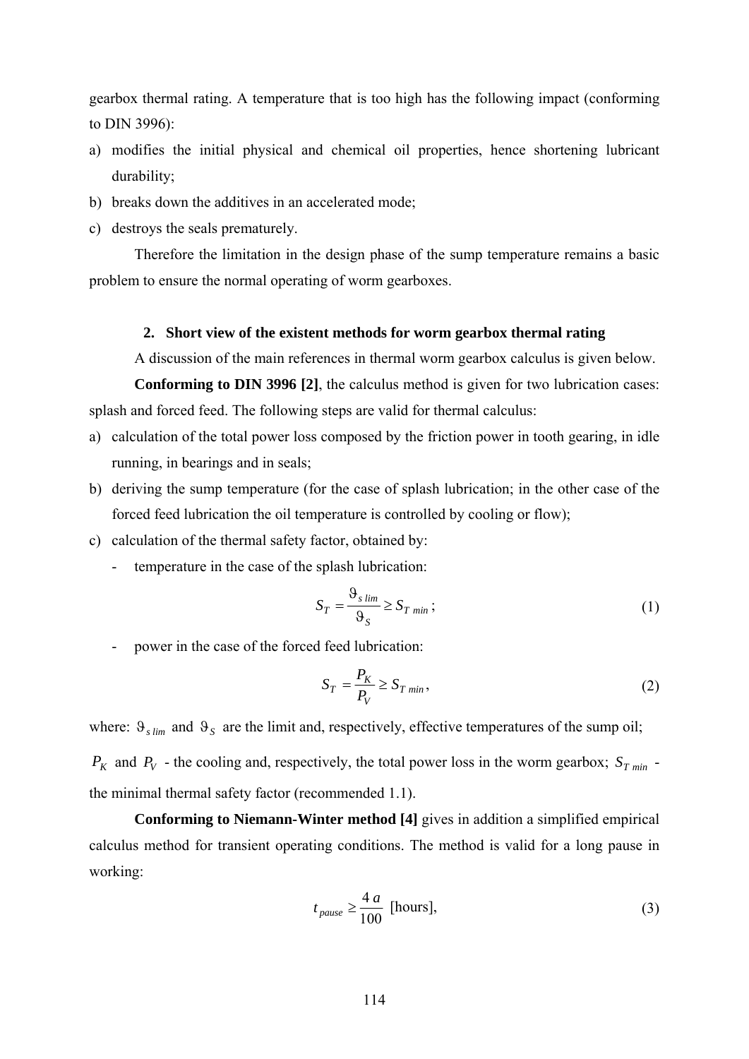gearbox thermal rating. A temperature that is too high has the following impact (conforming to DIN 3996):

a) modifies the initial physical and chemical oil properties, hence shortening lubricant durability;
b) breaks down the additives in an accelerated mode;
c) destroys the seals prematurely.

Therefore the limitation in the design phase of the sump temperature remains a basic problem to ensure the normal operating of worm gearboxes.

## 2. Short view of the existent methods for worm gearbox thermal rating

A discussion of the main references in thermal worm gearbox calculus is given below.

**Conforming to DIN 3996 [2]**, the calculus method is given for two lubrication cases: splash and forced feed. The following steps are valid for thermal calculus:

a) calculation of the total power loss composed by the friction power in tooth gearing, in idle running, in bearings and in seals;
b) deriving the sump temperature (for the case of splash lubrication; in the other case of the forced feed lubrication the oil temperature is controlled by cooling or flow);
c) calculation of the thermal safety factor, obtained by:
   - temperature in the case of the splash lubrication:

$$S_T = \frac{\vartheta_{s\,lim}}{\vartheta_S} \geq S_{T\,min}\,; \tag{1}$$

   - power in the case of the forced feed lubrication:

$$S_T = \frac{P_K}{P_V} \geq S_{T\,min}\,, \tag{2}$$

where: $\vartheta_{s\,lim}$ and $\vartheta_S$ are the limit and, respectively, effective temperatures of the sump oil; $P_K$ and $P_V$ - the cooling and, respectively, the total power loss in the worm gearbox; $S_{T\,min}$ - the minimal thermal safety factor (recommended 1.1).

**Conforming to Niemann-Winter method [4]** gives in addition a simplified empirical calculus method for transient operating conditions. The method is valid for a long pause in working:

$$t_{pause} \geq \frac{4\,a}{100} \text{ [hours]}, \tag{3}$$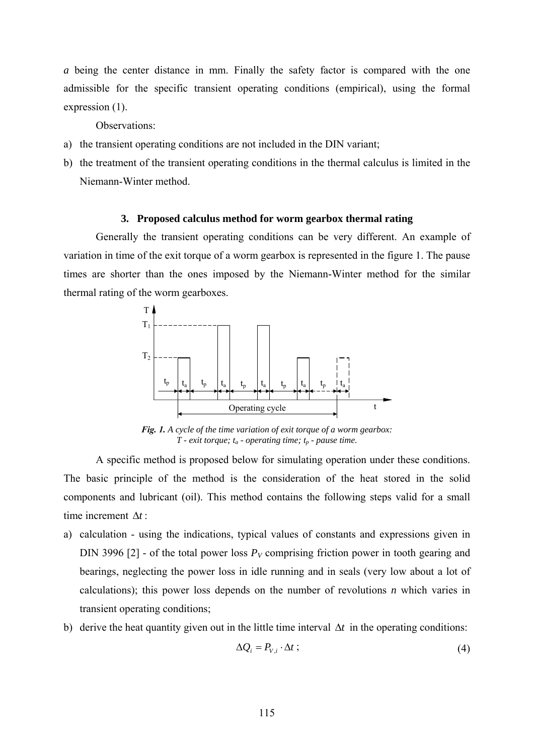$a$ being the center distance in mm. Finally the safety factor is compared with the one admissible for the specific transient operating conditions (empirical), using the formal expression (1).

Observations:

a) the transient operating conditions are not included in the DIN variant;
b) the treatment of the transient operating conditions in the thermal calculus is limited in the Niemann-Winter method.

## 3. Proposed calculus method for worm gearbox thermal rating

Generally the transient operating conditions can be very different. An example of variation in time of the exit torque of a worm gearbox is represented in the figure 1. The pause times are shorter than the ones imposed by the Niemann-Winter method for the similar thermal rating of the worm gearboxes.

***Fig. 1.*** *A cycle of the time variation of exit torque of a worm gearbox: T - exit torque; $t_a$ - operating time; $t_p$ - pause time.*

A specific method is proposed below for simulating operation under these conditions. The basic principle of the method is the consideration of the heat stored in the solid components and lubricant (oil). This method contains the following steps valid for a small time increment $\Delta t$:

a) calculation - using the indications, typical values of constants and expressions given in DIN 3996 [2] - of the total power loss $P_V$ comprising friction power in tooth gearing and bearings, neglecting the power loss in idle running and in seals (very low about a lot of calculations); this power loss depends on the number of revolutions $n$ which varies in transient operating conditions;
b) derive the heat quantity given out in the little time interval $\Delta t$ in the operating conditions:

$$\Delta Q_i = P_{V,i} \cdot \Delta t \; ; \tag{4}$$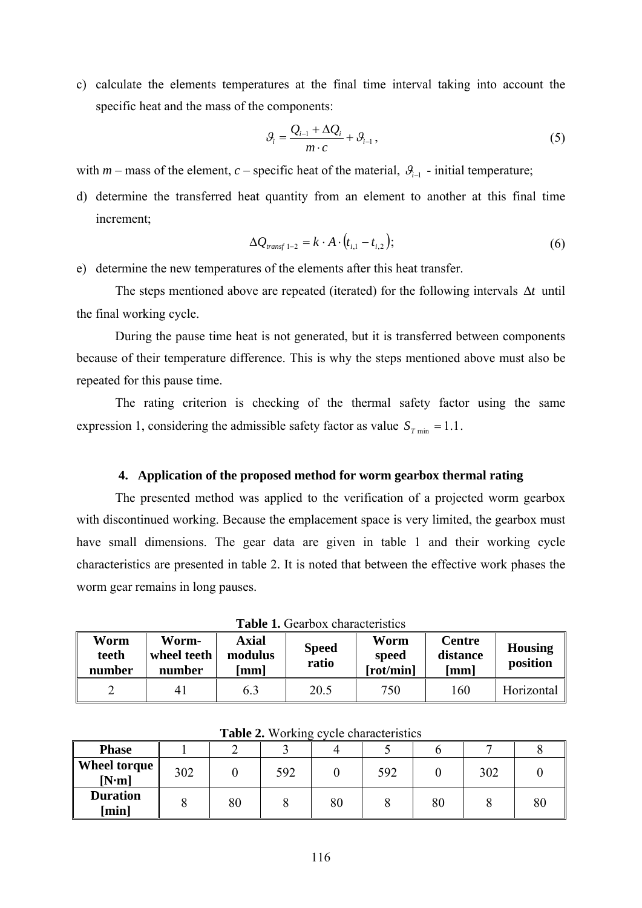c) calculate the elements temperatures at the final time interval taking into account the specific heat and the mass of the components:

$$\vartheta_i = \frac{Q_{i-1} + \Delta Q_i}{m \cdot c} + \vartheta_{i-1}, \tag{5}$$

with $m$ – mass of the element, $c$ – specific heat of the material, $\vartheta_{i-1}$ - initial temperature;

d) determine the transferred heat quantity from an element to another at this final time increment;

$$\Delta Q_{transf\ 1-2} = k \cdot A \cdot \left(t_{i,1} - t_{i,2}\right); \tag{6}$$

e) determine the new temperatures of the elements after this heat transfer.

The steps mentioned above are repeated (iterated) for the following intervals $\Delta t$ until the final working cycle.

During the pause time heat is not generated, but it is transferred between components because of their temperature difference. This is why the steps mentioned above must also be repeated for this pause time.

The rating criterion is checking of the thermal safety factor using the same expression 1, considering the admissible safety factor as value $S_{T\min} = 1.1$.

## 4. Application of the proposed method for worm gearbox thermal rating

The presented method was applied to the verification of a projected worm gearbox with discontinued working. Because the emplacement space is very limited, the gearbox must have small dimensions. The gear data are given in table 1 and their working cycle characteristics are presented in table 2. It is noted that between the effective work phases the worm gear remains in long pauses.

**Table 1.** Gearbox characteristics

| Worm teeth number | Worm-wheel teeth number | Axial modulus [mm] | Speed ratio | Worm speed [rot/min] | Centre distance [mm] | Housing position |
|---|---|---|---|---|---|---|
| 2 | 41 | 6.3 | 20.5 | 750 | 160 | Horizontal |

**Table 2.** Working cycle characteristics

| Phase | 1 | 2 | 3 | 4 | 5 | 6 | 7 | 8 |
|---|---|---|---|---|---|---|---|---|
| Wheel torque [N·m] | 302 | 0 | 592 | 0 | 592 | 0 | 302 | 0 |
| Duration [min] | 8 | 80 | 8 | 80 | 8 | 80 | 8 | 80 |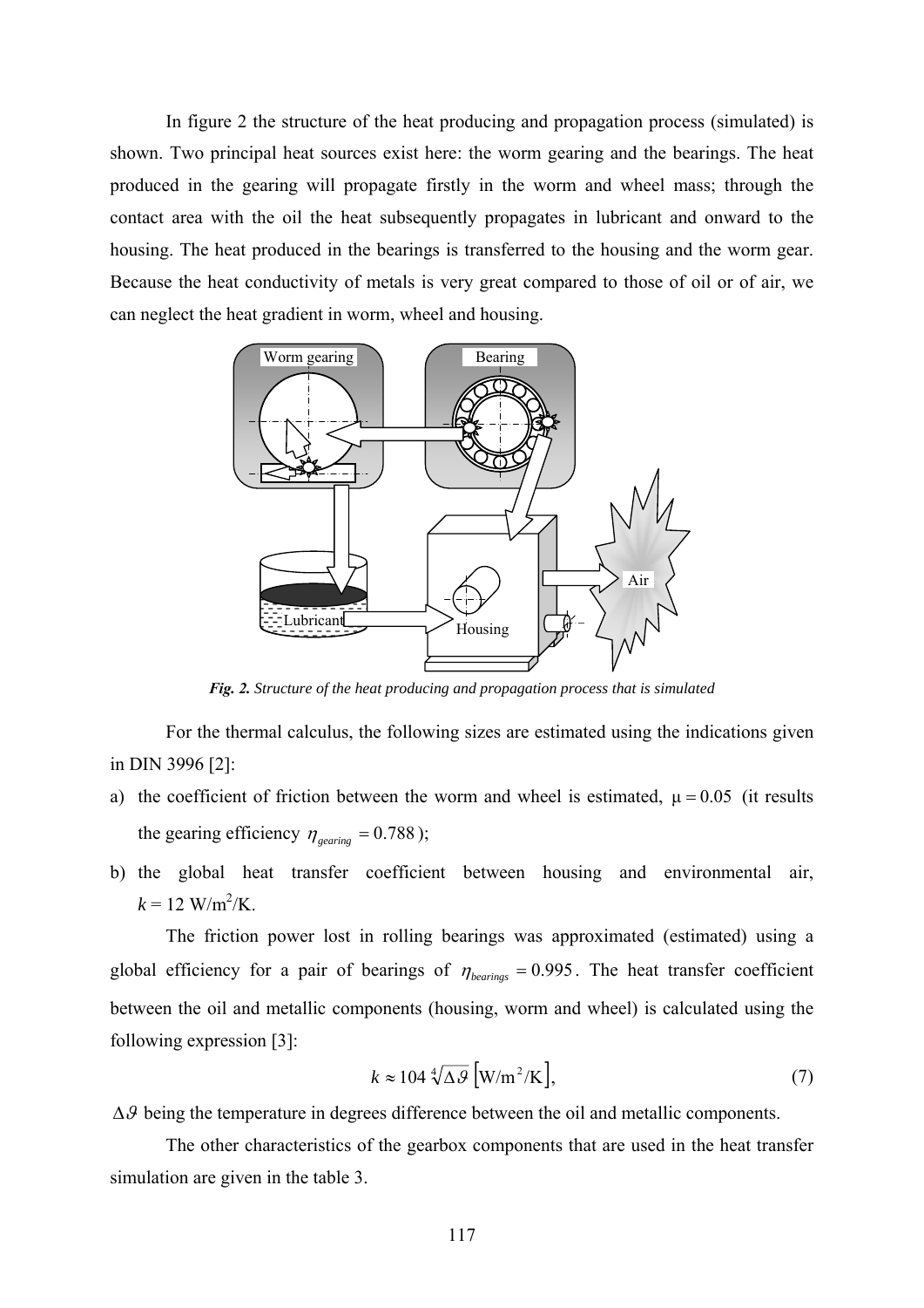In figure 2 the structure of the heat producing and propagation process (simulated) is shown. Two principal heat sources exist here: the worm gearing and the bearings. The heat produced in the gearing will propagate firstly in the worm and wheel mass; through the contact area with the oil the heat subsequently propagates in lubricant and onward to the housing. The heat produced in the bearings is transferred to the housing and the worm gear. Because the heat conductivity of metals is very great compared to those of oil or of air, we can neglect the heat gradient in worm, wheel and housing.

***Fig. 2.*** *Structure of the heat producing and propagation process that is simulated*

For the thermal calculus, the following sizes are estimated using the indications given in DIN 3996 [2]:

a) the coefficient of friction between the worm and wheel is estimated, $\mu = 0.05$ (it results the gearing efficiency $\eta_{gearing} = 0.788$);
b) the global heat transfer coefficient between housing and environmental air, $k = 12$ W/m$^2$/K.

The friction power lost in rolling bearings was approximated (estimated) using a global efficiency for a pair of bearings of $\eta_{bearings} = 0.995$. The heat transfer coefficient between the oil and metallic components (housing, worm and wheel) is calculated using the following expression [3]:

$$k \approx 104 \sqrt[4]{\Delta \vartheta} \left[\mathrm{W/m^2/K}\right], \tag{7}$$

$\Delta \vartheta$ being the temperature in degrees difference between the oil and metallic components.

The other characteristics of the gearbox components that are used in the heat transfer simulation are given in the table 3.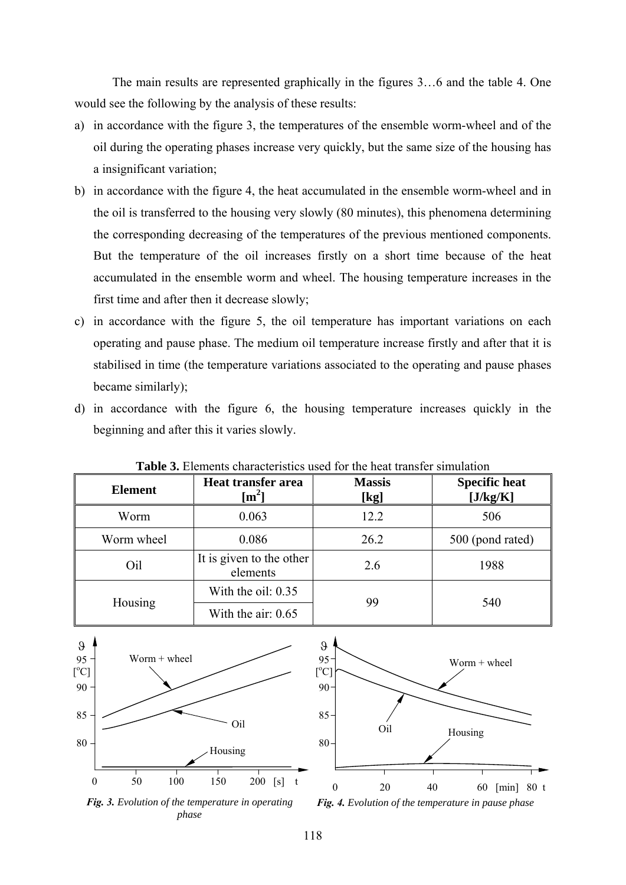The main results are represented graphically in the figures 3…6 and the table 4. One would see the following by the analysis of these results:

a) in accordance with the figure 3, the temperatures of the ensemble worm-wheel and of the oil during the operating phases increase very quickly, but the same size of the housing has a insignificant variation;
b) in accordance with the figure 4, the heat accumulated in the ensemble worm-wheel and in the oil is transferred to the housing very slowly (80 minutes), this phenomena determining the corresponding decreasing of the temperatures of the previous mentioned components. But the temperature of the oil increases firstly on a short time because of the heat accumulated in the ensemble worm and wheel. The housing temperature increases in the first time and after then it decrease slowly;
c) in accordance with the figure 5, the oil temperature has important variations on each operating and pause phase. The medium oil temperature increase firstly and after that it is stabilised in time (the temperature variations associated to the operating and pause phases became similarly);
d) in accordance with the figure 6, the housing temperature increases quickly in the beginning and after this it varies slowly.

**Table 3.** Elements characteristics used for the heat transfer simulation

| Element | Heat transfer area [m$^2$] | Massis [kg] | Specific heat [J/kg/K] |
|---|---|---|---|
| Worm | 0.063 | 12.2 | 506 |
| Worm wheel | 0.086 | 26.2 | 500 (pond rated) |
| Oil | It is given to the other elements | 2.6 | 1988 |
| Housing | With the oil: 0.35 | 99 | 540 |
| | With the air: 0.65 | | |

***Fig. 3.*** *Evolution of the temperature in operating phase*

***Fig. 4.*** *Evolution of the temperature in pause phase*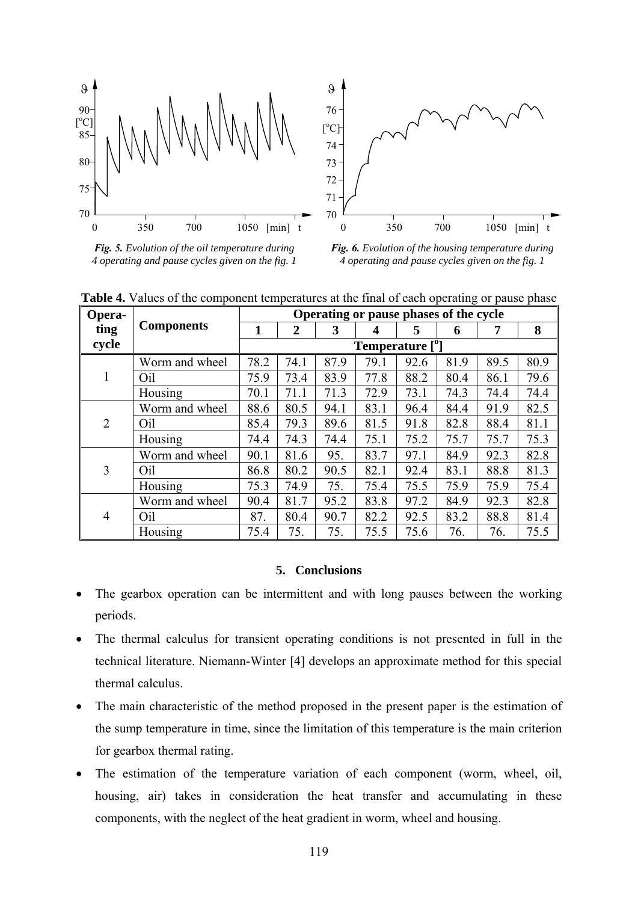*Fig. 5. Evolution of the oil temperature during 4 operating and pause cycles given on the fig. 1*

*Fig. 6. Evolution of the housing temperature during 4 operating and pause cycles given on the fig. 1*

**Table 4.** Values of the component temperatures at the final of each operating or pause phase

| Operating cycle | Components | Operating or pause phases of the cycle | | | | | | | |
|---|---|---|---|---|---|---|---|---|---|
| | | 1 | 2 | 3 | 4 | 5 | 6 | 7 | 8 |
| | | Temperature [$^o$] | | | | | | | |
| 1 | Worm and wheel | 78.2 | 74.1 | 87.9 | 79.1 | 92.6 | 81.9 | 89.5 | 80.9 |
| | Oil | 75.9 | 73.4 | 83.9 | 77.8 | 88.2 | 80.4 | 86.1 | 79.6 |
| | Housing | 70.1 | 71.1 | 71.3 | 72.9 | 73.1 | 74.3 | 74.4 | 74.4 |
| 2 | Worm and wheel | 88.6 | 80.5 | 94.1 | 83.1 | 96.4 | 84.4 | 91.9 | 82.5 |
| | Oil | 85.4 | 79.3 | 89.6 | 81.5 | 91.8 | 82.8 | 88.4 | 81.1 |
| | Housing | 74.4 | 74.3 | 74.4 | 75.1 | 75.2 | 75.7 | 75.7 | 75.3 |
| 3 | Worm and wheel | 90.1 | 81.6 | 95. | 83.7 | 97.1 | 84.9 | 92.3 | 82.8 |
| | Oil | 86.8 | 80.2 | 90.5 | 82.1 | 92.4 | 83.1 | 88.8 | 81.3 |
| | Housing | 75.3 | 74.9 | 75. | 75.4 | 75.5 | 75.9 | 75.9 | 75.4 |
| 4 | Worm and wheel | 90.4 | 81.7 | 95.2 | 83.8 | 97.2 | 84.9 | 92.3 | 82.8 |
| | Oil | 87. | 80.4 | 90.7 | 82.2 | 92.5 | 83.2 | 88.8 | 81.4 |
| | Housing | 75.4 | 75. | 75. | 75.5 | 75.6 | 76. | 76. | 75.5 |

## 5. Conclusions

- The gearbox operation can be intermittent and with long pauses between the working periods.
- The thermal calculus for transient operating conditions is not presented in full in the technical literature. Niemann-Winter [4] develops an approximate method for this special thermal calculus.
- The main characteristic of the method proposed in the present paper is the estimation of the sump temperature in time, since the limitation of this temperature is the main criterion for gearbox thermal rating.
- The estimation of the temperature variation of each component (worm, wheel, oil, housing, air) takes in consideration the heat transfer and accumulating in these components, with the neglect of the heat gradient in worm, wheel and housing.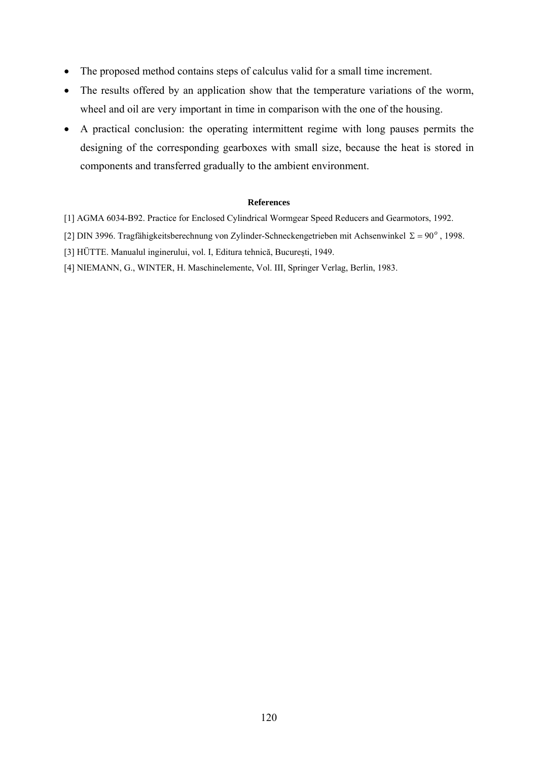- The proposed method contains steps of calculus valid for a small time increment.
- The results offered by an application show that the temperature variations of the worm, wheel and oil are very important in time in comparison with the one of the housing.
- A practical conclusion: the operating intermittent regime with long pauses permits the designing of the corresponding gearboxes with small size, because the heat is stored in components and transferred gradually to the ambient environment.

**References**

[1] AGMA 6034-B92. Practice for Enclosed Cylindrical Wormgear Speed Reducers and Gearmotors, 1992.

[2] DIN 3996. Tragfähigkeitsberechnung von Zylinder-Schneckengetrieben mit Achsenwinkel $\Sigma = 90^{o}$, 1998.

[3] HÜTTE. Manualul inginerului, vol. I, Editura tehnică, Bucureşti, 1949.

[4] NIEMANN, G., WINTER, H. Maschinelemente, Vol. III, Springer Verlag, Berlin, 1983.